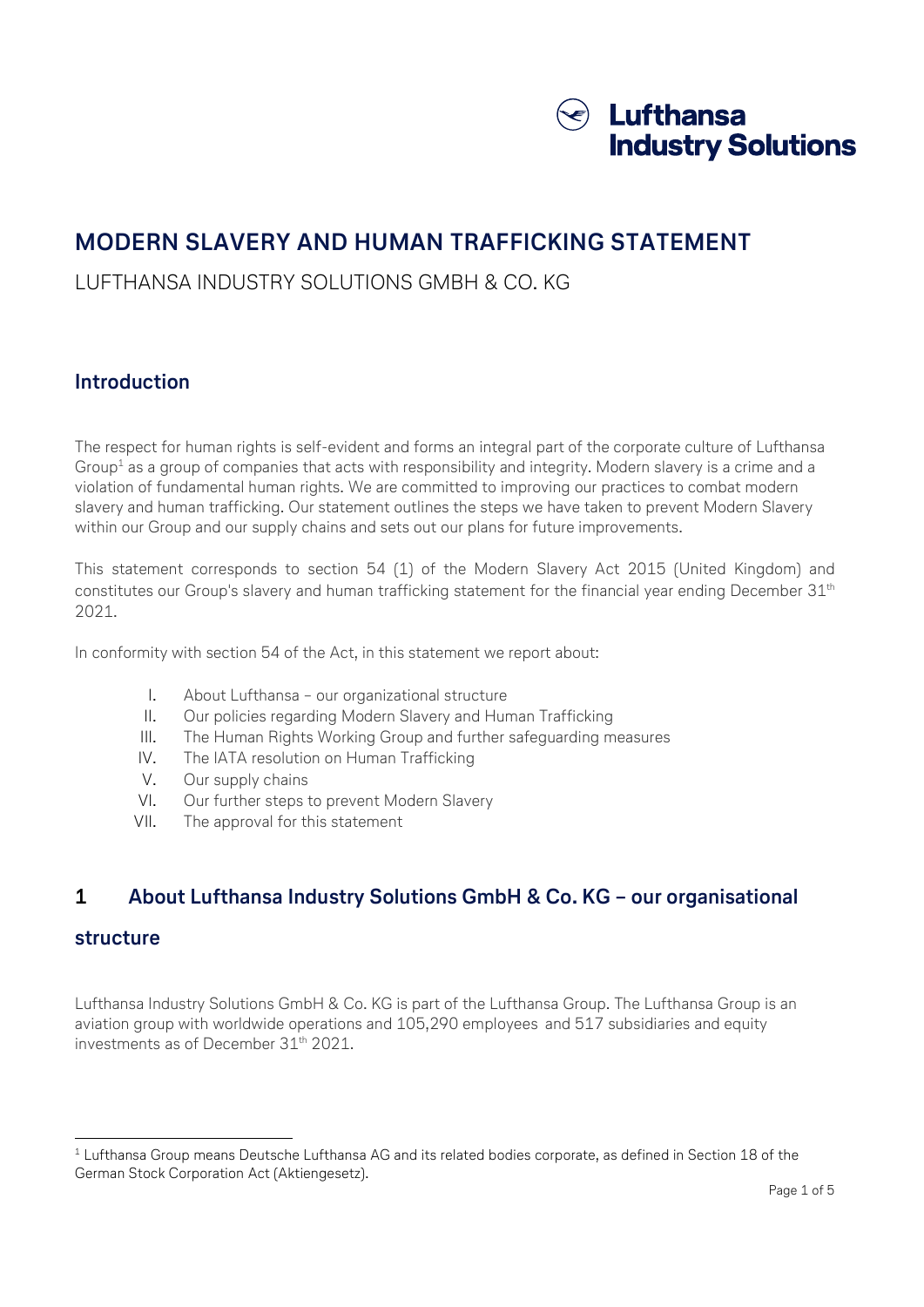Lufthansa Industry Solutions

# MODERN SLAVERY AND HUMAN TRAFFICKING STATEMENT

LUFTHANSA INDUSTRY SOLUTIONS GMBH & CO. KG

## Introduction

The respect for human rights is self-evident and forms an integral part of the corporate culture of Lufthansa Group[1] as a group of companies that acts with responsibility and integrity. Modern slavery is a crime and a violation of fundamental human rights. We are committed to improving our practices to combat modern slavery and human trafficking. Our statement outlines the steps we have taken to prevent Modern Slavery within our Group and our supply chains and sets out our plans for future improvements.

This statement corresponds to section 54 (1) of the Modern Slavery Act 2015 (United Kingdom) and constitutes our Group's slavery and human trafficking statement for the financial year ending December 31st 2021.

In conformity with section 54 of the Act, in this statement we report about:

I. About Lufthansa – our organizational structure
II. Our policies regarding Modern Slavery and Human Trafficking
III. The Human Rights Working Group and further safeguarding measures
IV. The IATA resolution on Human Trafficking
V. Our supply chains
VI. Our further steps to prevent Modern Slavery
VII. The approval for this statement

## 1 About Lufthansa Industry Solutions GmbH & Co. KG – our organisational structure

Lufthansa Industry Solutions GmbH & Co. KG is part of the Lufthansa Group. The Lufthansa Group is an aviation group with worldwide operations and 105,290 employees and 517 subsidiaries and equity investments as of December 31st 2021.

---

[1] Lufthansa Group means Deutsche Lufthansa AG and its related bodies corporate, as defined in Section 18 of the German Stock Corporation Act (Aktiengesetz).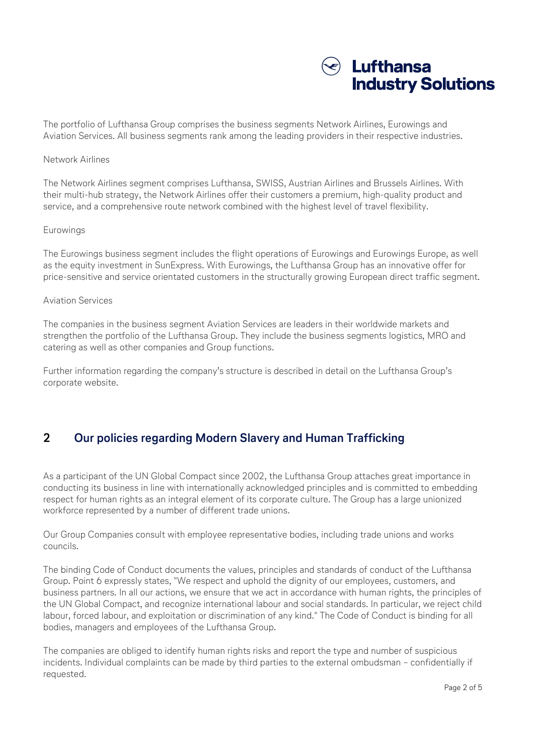The portfolio of Lufthansa Group comprises the business segments Network Airlines, Eurowings and Aviation Services. All business segments rank among the leading providers in their respective industries.

Network Airlines

The Network Airlines segment comprises Lufthansa, SWISS, Austrian Airlines and Brussels Airlines. With their multi-hub strategy, the Network Airlines offer their customers a premium, high-quality product and service, and a comprehensive route network combined with the highest level of travel flexibility.

Eurowings

The Eurowings business segment includes the flight operations of Eurowings and Eurowings Europe, as well as the equity investment in SunExpress. With Eurowings, the Lufthansa Group has an innovative offer for price-sensitive and service orientated customers in the structurally growing European direct traffic segment.

Aviation Services

The companies in the business segment Aviation Services are leaders in their worldwide markets and strengthen the portfolio of the Lufthansa Group. They include the business segments logistics, MRO and catering as well as other companies and Group functions.

Further information regarding the company's structure is described in detail on the Lufthansa Group's corporate website.

## 2 Our policies regarding Modern Slavery and Human Trafficking

As a participant of the UN Global Compact since 2002, the Lufthansa Group attaches great importance in conducting its business in line with internationally acknowledged principles and is committed to embedding respect for human rights as an integral element of its corporate culture. The Group has a large unionized workforce represented by a number of different trade unions.

Our Group Companies consult with employee representative bodies, including trade unions and works councils.

The binding Code of Conduct documents the values, principles and standards of conduct of the Lufthansa Group. Point 6 expressly states, "We respect and uphold the dignity of our employees, customers, and business partners. In all our actions, we ensure that we act in accordance with human rights, the principles of the UN Global Compact, and recognize international labour and social standards. In particular, we reject child labour, forced labour, and exploitation or discrimination of any kind." The Code of Conduct is binding for all bodies, managers and employees of the Lufthansa Group.

The companies are obliged to identify human rights risks and report the type and number of suspicious incidents. Individual complaints can be made by third parties to the external ombudsman – confidentially if requested.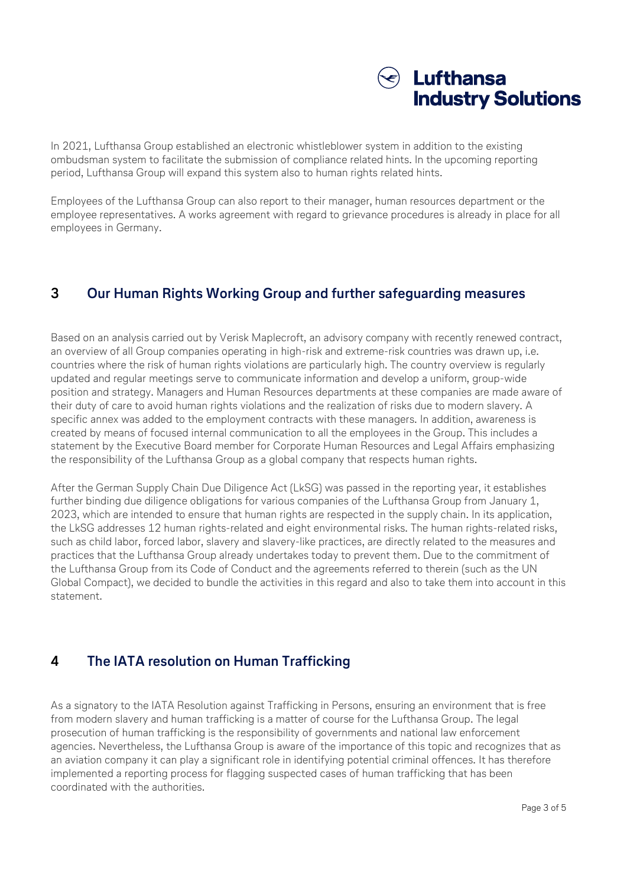In 2021, Lufthansa Group established an electronic whistleblower system in addition to the existing ombudsman system to facilitate the submission of compliance related hints. In the upcoming reporting period, Lufthansa Group will expand this system also to human rights related hints.

Employees of the Lufthansa Group can also report to their manager, human resources department or the employee representatives. A works agreement with regard to grievance procedures is already in place for all employees in Germany.

## 3 Our Human Rights Working Group and further safeguarding measures

Based on an analysis carried out by Verisk Maplecroft, an advisory company with recently renewed contract, an overview of all Group companies operating in high-risk and extreme-risk countries was drawn up, i.e. countries where the risk of human rights violations are particularly high. The country overview is regularly updated and regular meetings serve to communicate information and develop a uniform, group-wide position and strategy. Managers and Human Resources departments at these companies are made aware of their duty of care to avoid human rights violations and the realization of risks due to modern slavery. A specific annex was added to the employment contracts with these managers. In addition, awareness is created by means of focused internal communication to all the employees in the Group. This includes a statement by the Executive Board member for Corporate Human Resources and Legal Affairs emphasizing the responsibility of the Lufthansa Group as a global company that respects human rights.

After the German Supply Chain Due Diligence Act (LkSG) was passed in the reporting year, it establishes further binding due diligence obligations for various companies of the Lufthansa Group from January 1, 2023, which are intended to ensure that human rights are respected in the supply chain. In its application, the LkSG addresses 12 human rights-related and eight environmental risks. The human rights-related risks, such as child labor, forced labor, slavery and slavery-like practices, are directly related to the measures and practices that the Lufthansa Group already undertakes today to prevent them. Due to the commitment of the Lufthansa Group from its Code of Conduct and the agreements referred to therein (such as the UN Global Compact), we decided to bundle the activities in this regard and also to take them into account in this statement.

## 4 The IATA resolution on Human Trafficking

As a signatory to the IATA Resolution against Trafficking in Persons, ensuring an environment that is free from modern slavery and human trafficking is a matter of course for the Lufthansa Group. The legal prosecution of human trafficking is the responsibility of governments and national law enforcement agencies. Nevertheless, the Lufthansa Group is aware of the importance of this topic and recognizes that as an aviation company it can play a significant role in identifying potential criminal offences. It has therefore implemented a reporting process for flagging suspected cases of human trafficking that has been coordinated with the authorities.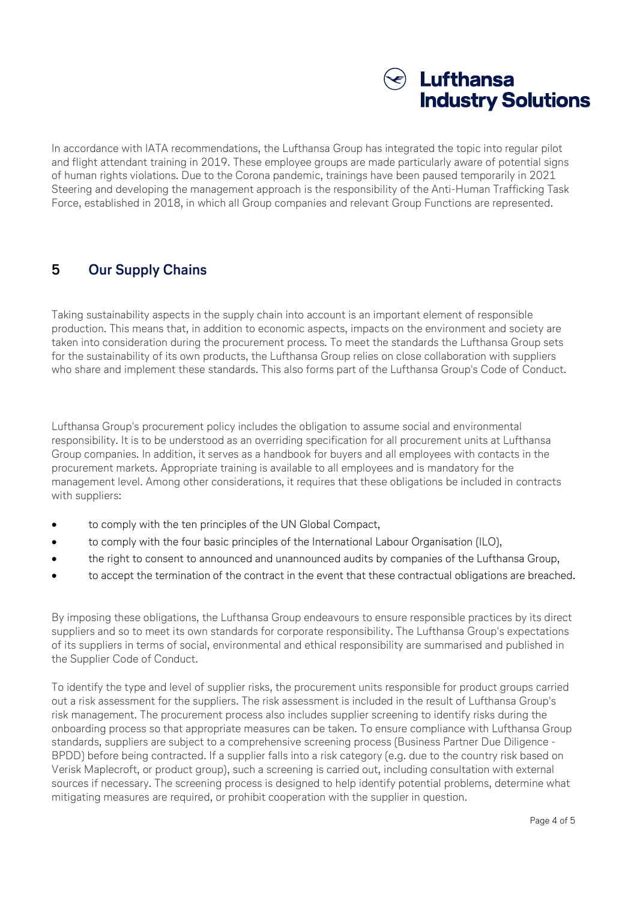In accordance with IATA recommendations, the Lufthansa Group has integrated the topic into regular pilot and flight attendant training in 2019. These employee groups are made particularly aware of potential signs of human rights violations. Due to the Corona pandemic, trainings have been paused temporarily in 2021 Steering and developing the management approach is the responsibility of the Anti-Human Trafficking Task Force, established in 2018, in which all Group companies and relevant Group Functions are represented.

## 5 Our Supply Chains

Taking sustainability aspects in the supply chain into account is an important element of responsible production. This means that, in addition to economic aspects, impacts on the environment and society are taken into consideration during the procurement process. To meet the standards the Lufthansa Group sets for the sustainability of its own products, the Lufthansa Group relies on close collaboration with suppliers who share and implement these standards. This also forms part of the Lufthansa Group's Code of Conduct.

Lufthansa Group's procurement policy includes the obligation to assume social and environmental responsibility. It is to be understood as an overriding specification for all procurement units at Lufthansa Group companies. In addition, it serves as a handbook for buyers and all employees with contacts in the procurement markets. Appropriate training is available to all employees and is mandatory for the management level. Among other considerations, it requires that these obligations be included in contracts with suppliers:

- to comply with the ten principles of the UN Global Compact,
- to comply with the four basic principles of the International Labour Organisation (ILO),
- the right to consent to announced and unannounced audits by companies of the Lufthansa Group,
- to accept the termination of the contract in the event that these contractual obligations are breached.

By imposing these obligations, the Lufthansa Group endeavours to ensure responsible practices by its direct suppliers and so to meet its own standards for corporate responsibility. The Lufthansa Group's expectations of its suppliers in terms of social, environmental and ethical responsibility are summarised and published in the Supplier Code of Conduct.

To identify the type and level of supplier risks, the procurement units responsible for product groups carried out a risk assessment for the suppliers. The risk assessment is included in the result of Lufthansa Group's risk management. The procurement process also includes supplier screening to identify risks during the onboarding process so that appropriate measures can be taken. To ensure compliance with Lufthansa Group standards, suppliers are subject to a comprehensive screening process (Business Partner Due Diligence - BPDD) before being contracted. If a supplier falls into a risk category (e.g. due to the country risk based on Verisk Maplecroft, or product group), such a screening is carried out, including consultation with external sources if necessary. The screening process is designed to help identify potential problems, determine what mitigating measures are required, or prohibit cooperation with the supplier in question.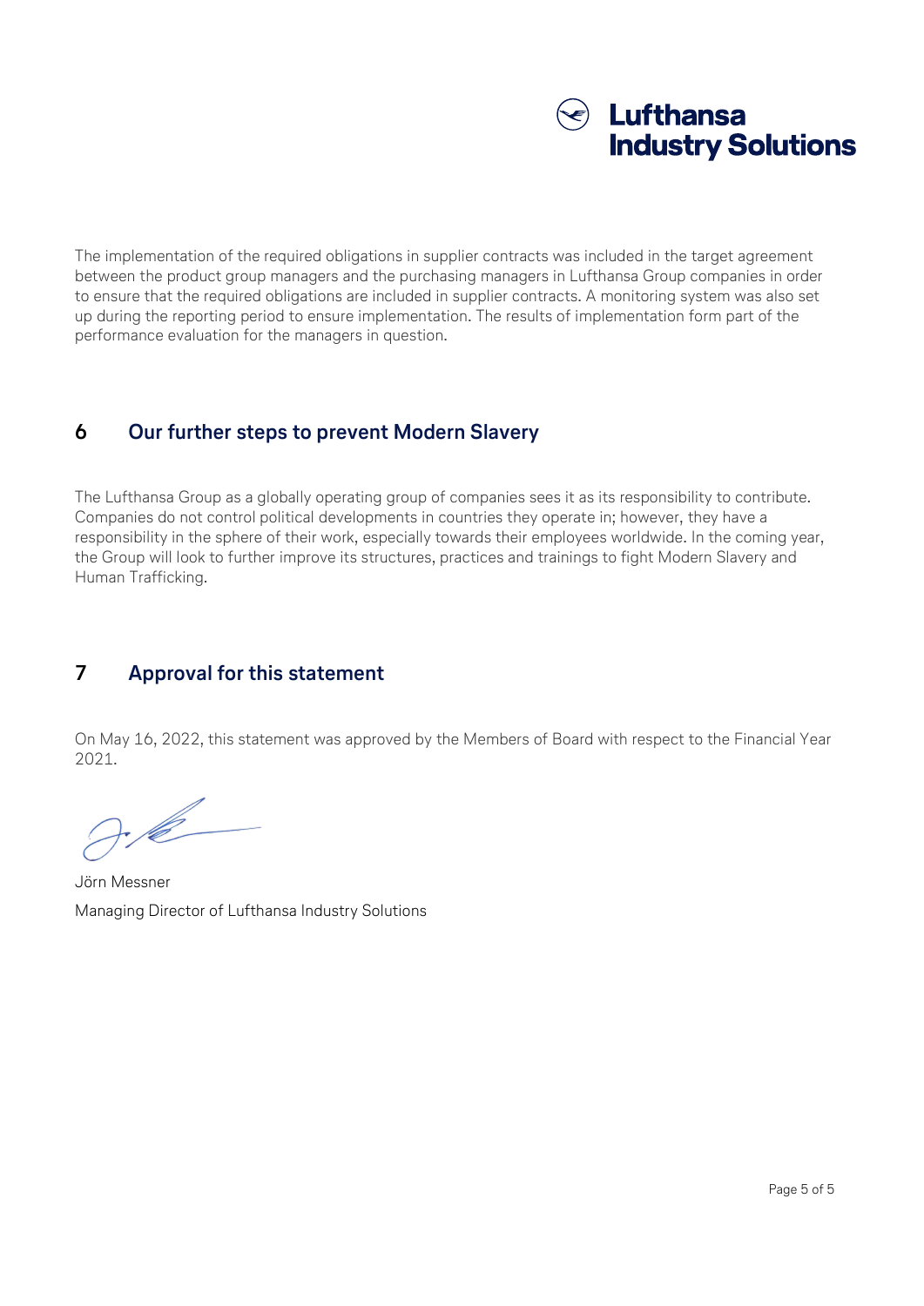The implementation of the required obligations in supplier contracts was included in the target agreement between the product group managers and the purchasing managers in Lufthansa Group companies in order to ensure that the required obligations are included in supplier contracts. A monitoring system was also set up during the reporting period to ensure implementation. The results of implementation form part of the performance evaluation for the managers in question.

## 6 Our further steps to prevent Modern Slavery

The Lufthansa Group as a globally operating group of companies sees it as its responsibility to contribute. Companies do not control political developments in countries they operate in; however, they have a responsibility in the sphere of their work, especially towards their employees worldwide. In the coming year, the Group will look to further improve its structures, practices and trainings to fight Modern Slavery and Human Trafficking.

## 7 Approval for this statement

On May 16, 2022, this statement was approved by the Members of Board with respect to the Financial Year 2021.

Jörn Messner  
Managing Director of Lufthansa Industry Solutions